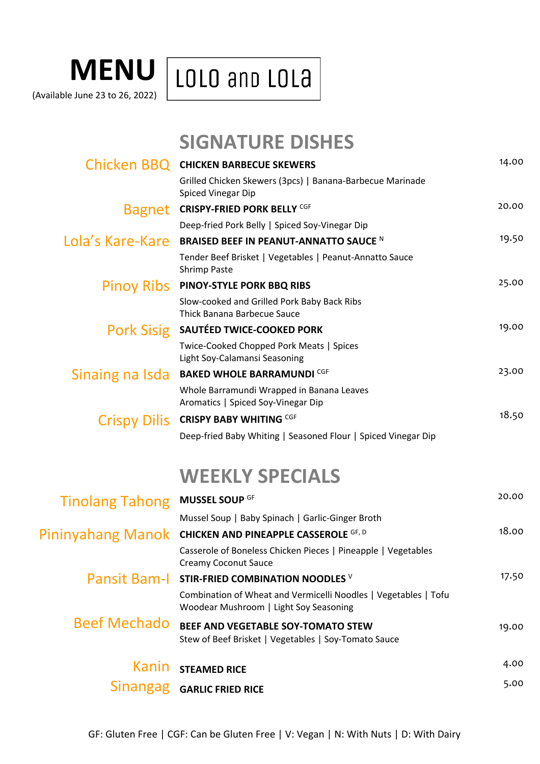# MENU

(Available June 23 to 26, 2022)

LOLO and LOLa

## SIGNATURE DISHES

**Chicken BBQ** — **CHICKEN BARBECUE SKEWERS** — 14.00
Grilled Chicken Skewers (3pcs) | Banana-Barbecue Marinade
Spiced Vinegar Dip

**Bagnet** — **CRISPY-FRIED PORK BELLY** CGF — 20.00
Deep-fried Pork Belly | Spiced Soy-Vinegar Dip

**Lola's Kare-Kare** — **BRAISED BEEF IN PEANUT-ANNATTO SAUCE** N — 19.50
Tender Beef Brisket | Vegetables | Peanut-Annatto Sauce
Shrimp Paste

**Pinoy Ribs** — **PINOY-STYLE PORK BBQ RIBS** — 25.00
Slow-cooked and Grilled Pork Baby Back Ribs
Thick Banana Barbecue Sauce

**Pork Sisig** — **SAUTÉED TWICE-COOKED PORK** — 19.00
Twice-Cooked Chopped Pork Meats | Spices
Light Soy-Calamansi Seasoning

**Sinaing na Isda** — **BAKED WHOLE BARRAMUNDI** CGF — 23.00
Whole Barramundi Wrapped in Banana Leaves
Aromatics | Spiced Soy-Vinegar Dip

**Crispy Dilis** — **CRISPY BABY WHITING** CGF — 18.50
Deep-fried Baby Whiting | Seasoned Flour | Spiced Vinegar Dip

## WEEKLY SPECIALS

**Tinolang Tahong** — **MUSSEL SOUP** GF — 20.00
Mussel Soup | Baby Spinach | Garlic-Ginger Broth

**Pininyahang Manok** — **CHICKEN AND PINEAPPLE CASSEROLE** GF, D — 18.00
Casserole of Boneless Chicken Pieces | Pineapple | Vegetables
Creamy Coconut Sauce

**Pansit Bam-I** — **STIR-FRIED COMBINATION NOODLES** V — 17.50
Combination of Wheat and Vermicelli Noodles | Vegetables | Tofu
Woodear Mushroom | Light Soy Seasoning

**Beef Mechado** — **BEEF AND VEGETABLE SOY-TOMATO STEW** — 19.00
Stew of Beef Brisket | Vegetables | Soy-Tomato Sauce

**Kanin** — **STEAMED RICE** — 4.00

**Sinangag** — **GARLIC FRIED RICE** — 5.00

GF: Gluten Free | CGF: Can be Gluten Free | V: Vegan | N: With Nuts | D: With Dairy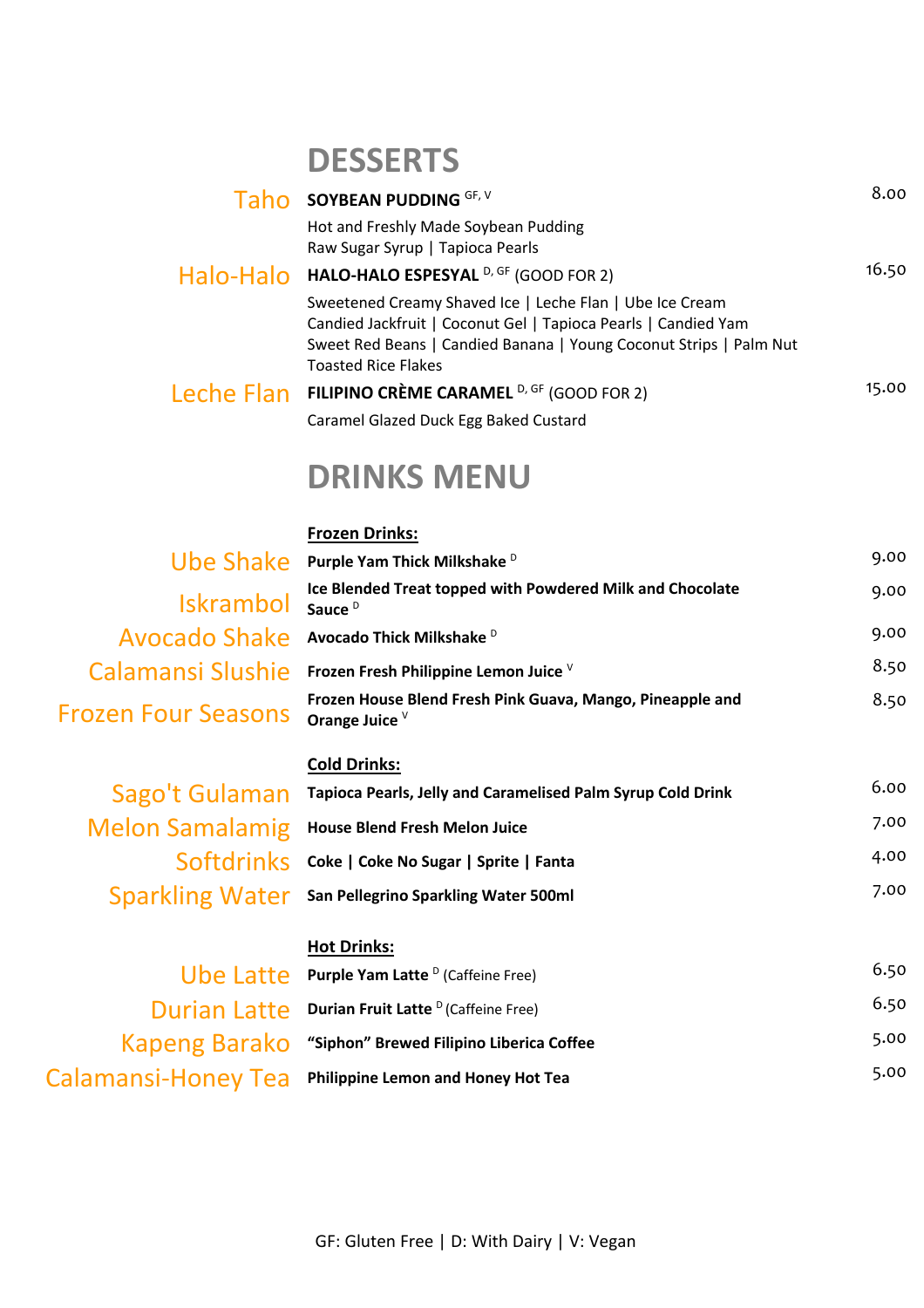## DESSERTS

**Taho** — **SOYBEAN PUDDING** GF, V — 8.00

Hot and Freshly Made Soybean Pudding
Raw Sugar Syrup | Tapioca Pearls

**Halo-Halo** — **HALO-HALO ESPESYAL** D, GF (GOOD FOR 2) — 16.50

Sweetened Creamy Shaved Ice | Leche Flan | Ube Ice Cream
Candied Jackfruit | Coconut Gel | Tapioca Pearls | Candied Yam
Sweet Red Beans | Candied Banana | Young Coconut Strips | Palm Nut
Toasted Rice Flakes

**Leche Flan** — **FILIPINO CRÈME CARAMEL** D, GF (GOOD FOR 2) — 15.00

Caramel Glazed Duck Egg Baked Custard

## DRINKS MENU

### Frozen Drinks:

| | | |
|---|---|---|
| Ube Shake | **Purple Yam Thick Milkshake** D | 9.00 |
| Iskrambol | **Ice Blended Treat topped with Powdered Milk and Chocolate Sauce** D | 9.00 |
| Avocado Shake | **Avocado Thick Milkshake** D | 9.00 |
| Calamansi Slushie | **Frozen Fresh Philippine Lemon Juice** V | 8.50 |
| Frozen Four Seasons | **Frozen House Blend Fresh Pink Guava, Mango, Pineapple and Orange Juice** V | 8.50 |

### Cold Drinks:

| | | |
|---|---|---|
| Sago't Gulaman | **Tapioca Pearls, Jelly and Caramelised Palm Syrup Cold Drink** | 6.00 |
| Melon Samalamig | **House Blend Fresh Melon Juice** | 7.00 |
| Softdrinks | **Coke \| Coke No Sugar \| Sprite \| Fanta** | 4.00 |
| Sparkling Water | **San Pellegrino Sparkling Water 500ml** | 7.00 |

### Hot Drinks:

| | | |
|---|---|---|
| Ube Latte | **Purple Yam Latte** D (Caffeine Free) | 6.50 |
| Durian Latte | **Durian Fruit Latte** D (Caffeine Free) | 6.50 |
| Kapeng Barako | **"Siphon" Brewed Filipino Liberica Coffee** | 5.00 |
| Calamansi-Honey Tea | **Philippine Lemon and Honey Hot Tea** | 5.00 |

GF: Gluten Free | D: With Dairy | V: Vegan